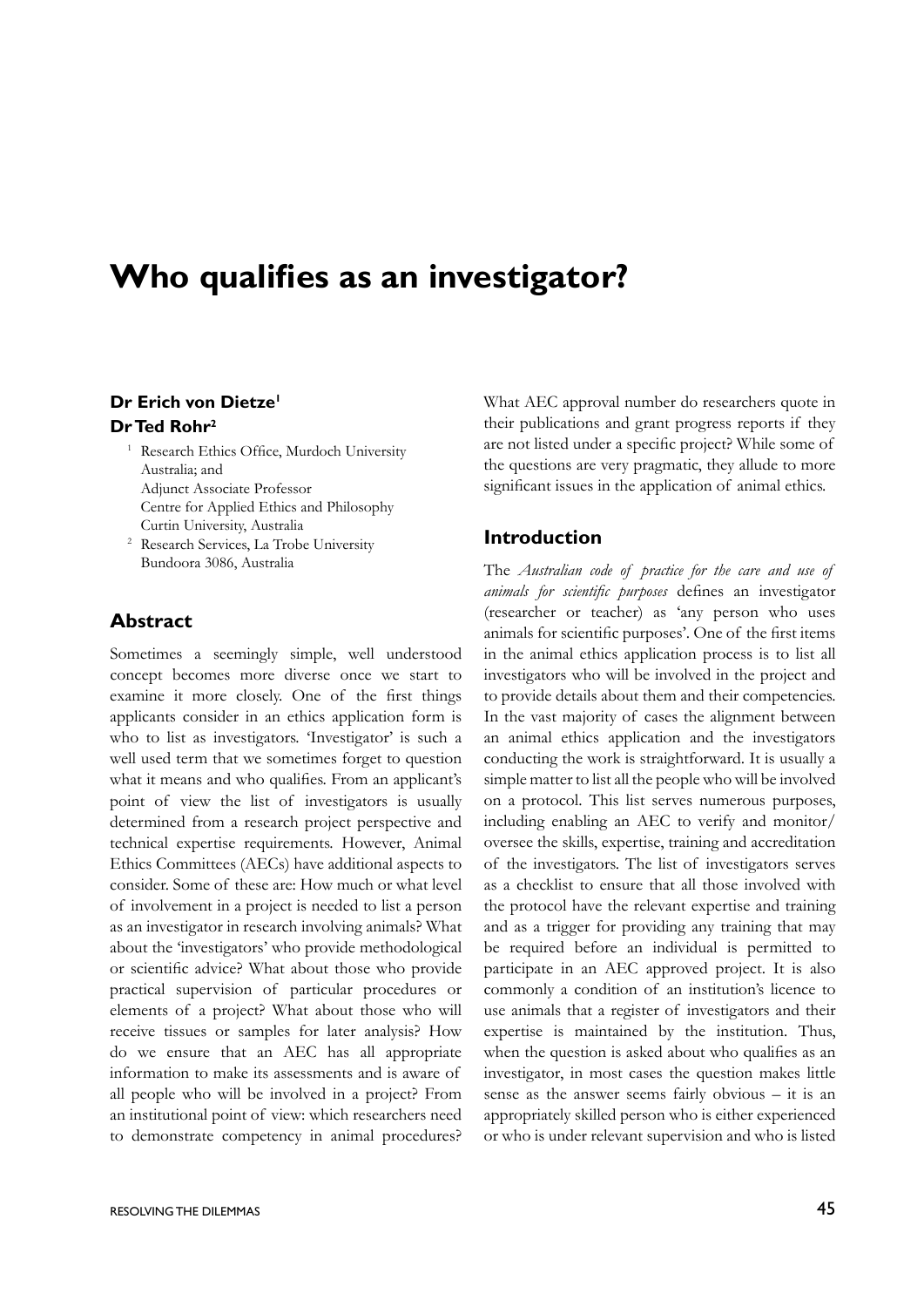# Who qualifies as an investigator?

**Dr Erich von Dietze**[1]

**Dr Ted Rohr**[2]

[1] Research Ethics Office, Murdoch University Australia; and Adjunct Associate Professor Centre for Applied Ethics and Philosophy Curtin University, Australia

[2] Research Services, La Trobe University Bundoora 3086, Australia

## Abstract

Sometimes a seemingly simple, well understood concept becomes more diverse once we start to examine it more closely. One of the first things applicants consider in an ethics application form is who to list as investigators. 'Investigator' is such a well used term that we sometimes forget to question what it means and who qualifies. From an applicant's point of view the list of investigators is usually determined from a research project perspective and technical expertise requirements. However, Animal Ethics Committees (AECs) have additional aspects to consider. Some of these are: How much or what level of involvement in a project is needed to list a person as an investigator in research involving animals? What about the 'investigators' who provide methodological or scientific advice? What about those who provide practical supervision of particular procedures or elements of a project? What about those who will receive tissues or samples for later analysis? How do we ensure that an AEC has all appropriate information to make its assessments and is aware of all people who will be involved in a project? From an institutional point of view: which researchers need to demonstrate competency in animal procedures? What AEC approval number do researchers quote in their publications and grant progress reports if they are not listed under a specific project? While some of the questions are very pragmatic, they allude to more significant issues in the application of animal ethics.

## Introduction

The *Australian code of practice for the care and use of animals for scientific purposes* defines an investigator (researcher or teacher) as 'any person who uses animals for scientific purposes'. One of the first items in the animal ethics application process is to list all investigators who will be involved in the project and to provide details about them and their competencies. In the vast majority of cases the alignment between an animal ethics application and the investigators conducting the work is straightforward. It is usually a simple matter to list all the people who will be involved on a protocol. This list serves numerous purposes, including enabling an AEC to verify and monitor/oversee the skills, expertise, training and accreditation of the investigators. The list of investigators serves as a checklist to ensure that all those involved with the protocol have the relevant expertise and training and as a trigger for providing any training that may be required before an individual is permitted to participate in an AEC approved project. It is also commonly a condition of an institution's licence to use animals that a register of investigators and their expertise is maintained by the institution. Thus, when the question is asked about who qualifies as an investigator, in most cases the question makes little sense as the answer seems fairly obvious – it is an appropriately skilled person who is either experienced or who is under relevant supervision and who is listed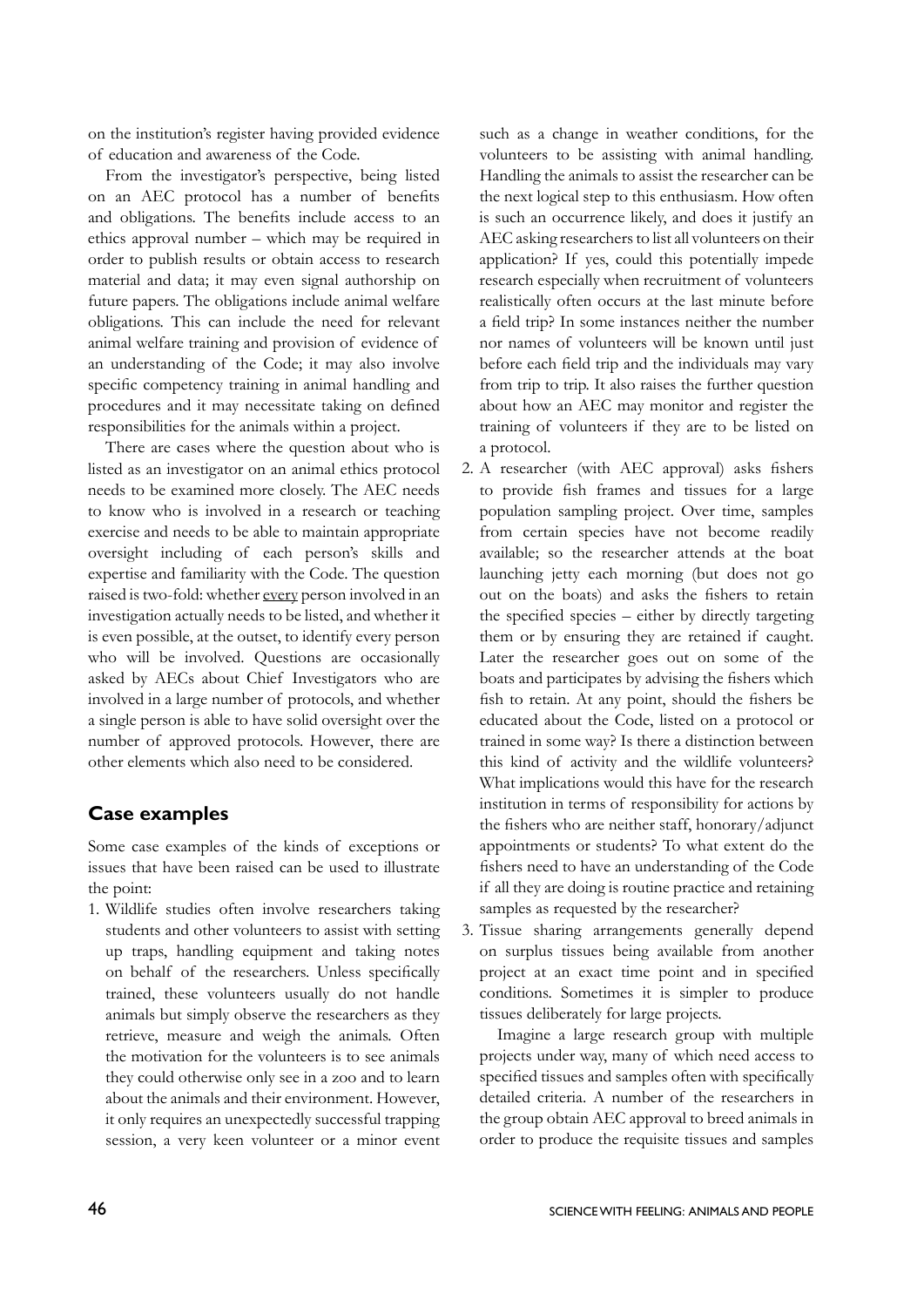on the institution's register having provided evidence of education and awareness of the Code.

From the investigator's perspective, being listed on an AEC protocol has a number of benefits and obligations. The benefits include access to an ethics approval number – which may be required in order to publish results or obtain access to research material and data; it may even signal authorship on future papers. The obligations include animal welfare obligations. This can include the need for relevant animal welfare training and provision of evidence of an understanding of the Code; it may also involve specific competency training in animal handling and procedures and it may necessitate taking on defined responsibilities for the animals within a project.

There are cases where the question about who is listed as an investigator on an animal ethics protocol needs to be examined more closely. The AEC needs to know who is involved in a research or teaching exercise and needs to be able to maintain appropriate oversight including of each person's skills and expertise and familiarity with the Code. The question raised is two-fold: whether every person involved in an investigation actually needs to be listed, and whether it is even possible, at the outset, to identify every person who will be involved. Questions are occasionally asked by AECs about Chief Investigators who are involved in a large number of protocols, and whether a single person is able to have solid oversight over the number of approved protocols. However, there are other elements which also need to be considered.

## Case examples

Some case examples of the kinds of exceptions or issues that have been raised can be used to illustrate the point:

1. Wildlife studies often involve researchers taking students and other volunteers to assist with setting up traps, handling equipment and taking notes on behalf of the researchers. Unless specifically trained, these volunteers usually do not handle animals but simply observe the researchers as they retrieve, measure and weigh the animals. Often the motivation for the volunteers is to see animals they could otherwise only see in a zoo and to learn about the animals and their environment. However, it only requires an unexpectedly successful trapping session, a very keen volunteer or a minor event such as a change in weather conditions, for the volunteers to be assisting with animal handling. Handling the animals to assist the researcher can be the next logical step to this enthusiasm. How often is such an occurrence likely, and does it justify an AEC asking researchers to list all volunteers on their application? If yes, could this potentially impede research especially when recruitment of volunteers realistically often occurs at the last minute before a field trip? In some instances neither the number nor names of volunteers will be known until just before each field trip and the individuals may vary from trip to trip. It also raises the further question about how an AEC may monitor and register the training of volunteers if they are to be listed on a protocol.
2. A researcher (with AEC approval) asks fishers to provide fish frames and tissues for a large population sampling project. Over time, samples from certain species have not become readily available; so the researcher attends at the boat launching jetty each morning (but does not go out on the boats) and asks the fishers to retain the specified species – either by directly targeting them or by ensuring they are retained if caught. Later the researcher goes out on some of the boats and participates by advising the fishers which fish to retain. At any point, should the fishers be educated about the Code, listed on a protocol or trained in some way? Is there a distinction between this kind of activity and the wildlife volunteers? What implications would this have for the research institution in terms of responsibility for actions by the fishers who are neither staff, honorary/adjunct appointments or students? To what extent do the fishers need to have an understanding of the Code if all they are doing is routine practice and retaining samples as requested by the researcher?
3. Tissue sharing arrangements generally depend on surplus tissues being available from another project at an exact time point and in specified conditions. Sometimes it is simpler to produce tissues deliberately for large projects.

   Imagine a large research group with multiple projects under way, many of which need access to specified tissues and samples often with specifically detailed criteria. A number of the researchers in the group obtain AEC approval to breed animals in order to produce the requisite tissues and samples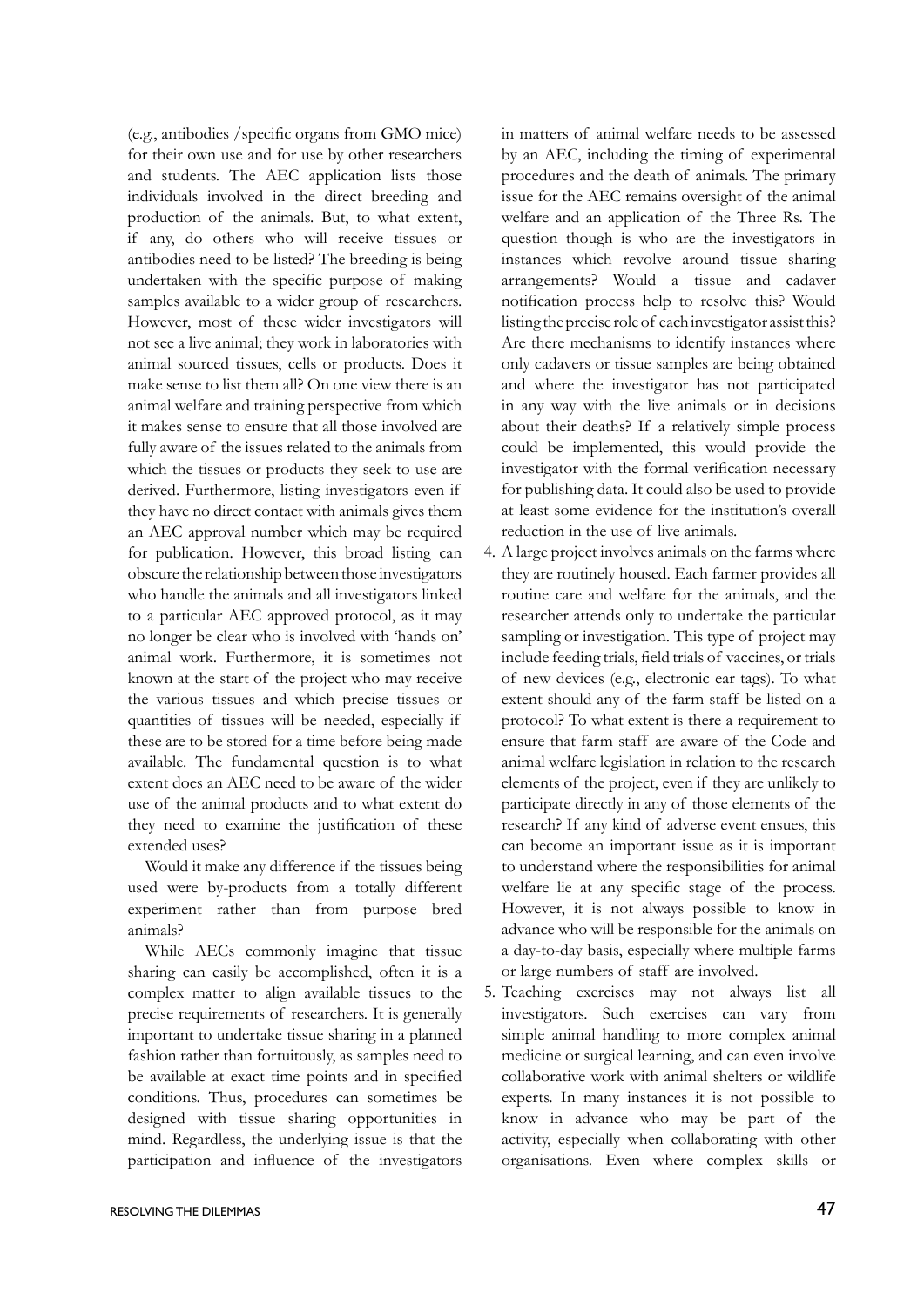(e.g., antibodies /specific organs from GMO mice) for their own use and for use by other researchers and students. The AEC application lists those individuals involved in the direct breeding and production of the animals. But, to what extent, if any, do others who will receive tissues or antibodies need to be listed? The breeding is being undertaken with the specific purpose of making samples available to a wider group of researchers. However, most of these wider investigators will not see a live animal; they work in laboratories with animal sourced tissues, cells or products. Does it make sense to list them all? On one view there is an animal welfare and training perspective from which it makes sense to ensure that all those involved are fully aware of the issues related to the animals from which the tissues or products they seek to use are derived. Furthermore, listing investigators even if they have no direct contact with animals gives them an AEC approval number which may be required for publication. However, this broad listing can obscure the relationship between those investigators who handle the animals and all investigators linked to a particular AEC approved protocol, as it may no longer be clear who is involved with 'hands on' animal work. Furthermore, it is sometimes not known at the start of the project who may receive the various tissues and which precise tissues or quantities of tissues will be needed, especially if these are to be stored for a time before being made available. The fundamental question is to what extent does an AEC need to be aware of the wider use of the animal products and to what extent do they need to examine the justification of these extended uses?

Would it make any difference if the tissues being used were by-products from a totally different experiment rather than from purpose bred animals?

While AECs commonly imagine that tissue sharing can easily be accomplished, often it is a complex matter to align available tissues to the precise requirements of researchers. It is generally important to undertake tissue sharing in a planned fashion rather than fortuitously, as samples need to be available at exact time points and in specified conditions. Thus, procedures can sometimes be designed with tissue sharing opportunities in mind. Regardless, the underlying issue is that the participation and influence of the investigators in matters of animal welfare needs to be assessed by an AEC, including the timing of experimental procedures and the death of animals. The primary issue for the AEC remains oversight of the animal welfare and an application of the Three Rs. The question though is who are the investigators in instances which revolve around tissue sharing arrangements? Would a tissue and cadaver notification process help to resolve this? Would listing the precise role of each investigator assist this? Are there mechanisms to identify instances where only cadavers or tissue samples are being obtained and where the investigator has not participated in any way with the live animals or in decisions about their deaths? If a relatively simple process could be implemented, this would provide the investigator with the formal verification necessary for publishing data. It could also be used to provide at least some evidence for the institution's overall reduction in the use of live animals.

4. A large project involves animals on the farms where they are routinely housed. Each farmer provides all routine care and welfare for the animals, and the researcher attends only to undertake the particular sampling or investigation. This type of project may include feeding trials, field trials of vaccines, or trials of new devices (e.g., electronic ear tags). To what extent should any of the farm staff be listed on a protocol? To what extent is there a requirement to ensure that farm staff are aware of the Code and animal welfare legislation in relation to the research elements of the project, even if they are unlikely to participate directly in any of those elements of the research? If any kind of adverse event ensues, this can become an important issue as it is important to understand where the responsibilities for animal welfare lie at any specific stage of the process. However, it is not always possible to know in advance who will be responsible for the animals on a day-to-day basis, especially where multiple farms or large numbers of staff are involved.
5. Teaching exercises may not always list all investigators. Such exercises can vary from simple animal handling to more complex animal medicine or surgical learning, and can even involve collaborative work with animal shelters or wildlife experts. In many instances it is not possible to know in advance who may be part of the activity, especially when collaborating with other organisations. Even where complex skills or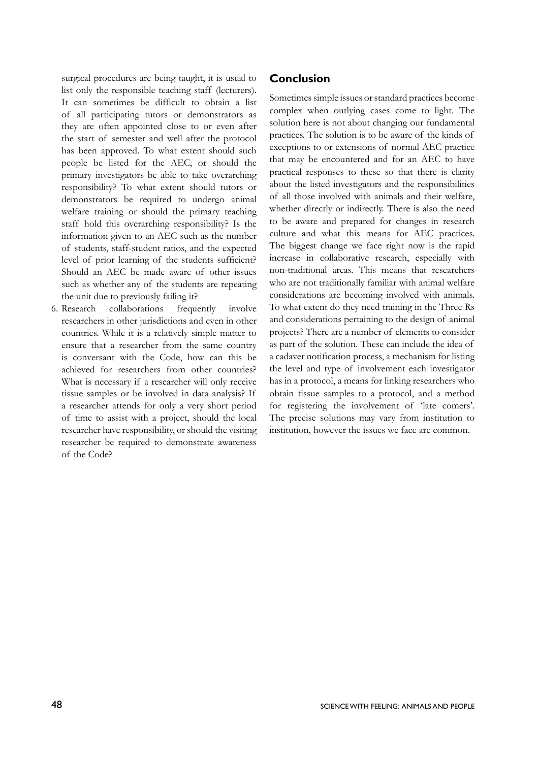surgical procedures are being taught, it is usual to list only the responsible teaching staff (lecturers). It can sometimes be difficult to obtain a list of all participating tutors or demonstrators as they are often appointed close to or even after the start of semester and well after the protocol has been approved. To what extent should such people be listed for the AEC, or should the primary investigators be able to take overarching responsibility? To what extent should tutors or demonstrators be required to undergo animal welfare training or should the primary teaching staff hold this overarching responsibility? Is the information given to an AEC such as the number of students, staff-student ratios, and the expected level of prior learning of the students sufficient? Should an AEC be made aware of other issues such as whether any of the students are repeating the unit due to previously failing it?

6. Research collaborations frequently involve researchers in other jurisdictions and even in other countries. While it is a relatively simple matter to ensure that a researcher from the same country is conversant with the Code, how can this be achieved for researchers from other countries? What is necessary if a researcher will only receive tissue samples or be involved in data analysis? If a researcher attends for only a very short period of time to assist with a project, should the local researcher have responsibility, or should the visiting researcher be required to demonstrate awareness of the Code?

## Conclusion

Sometimes simple issues or standard practices become complex when outlying cases come to light. The solution here is not about changing our fundamental practices. The solution is to be aware of the kinds of exceptions to or extensions of normal AEC practice that may be encountered and for an AEC to have practical responses to these so that there is clarity about the listed investigators and the responsibilities of all those involved with animals and their welfare, whether directly or indirectly. There is also the need to be aware and prepared for changes in research culture and what this means for AEC practices. The biggest change we face right now is the rapid increase in collaborative research, especially with non-traditional areas. This means that researchers who are not traditionally familiar with animal welfare considerations are becoming involved with animals. To what extent do they need training in the Three Rs and considerations pertaining to the design of animal projects? There are a number of elements to consider as part of the solution. These can include the idea of a cadaver notification process, a mechanism for listing the level and type of involvement each investigator has in a protocol, a means for linking researchers who obtain tissue samples to a protocol, and a method for registering the involvement of 'late comers'. The precise solutions may vary from institution to institution, however the issues we face are common.